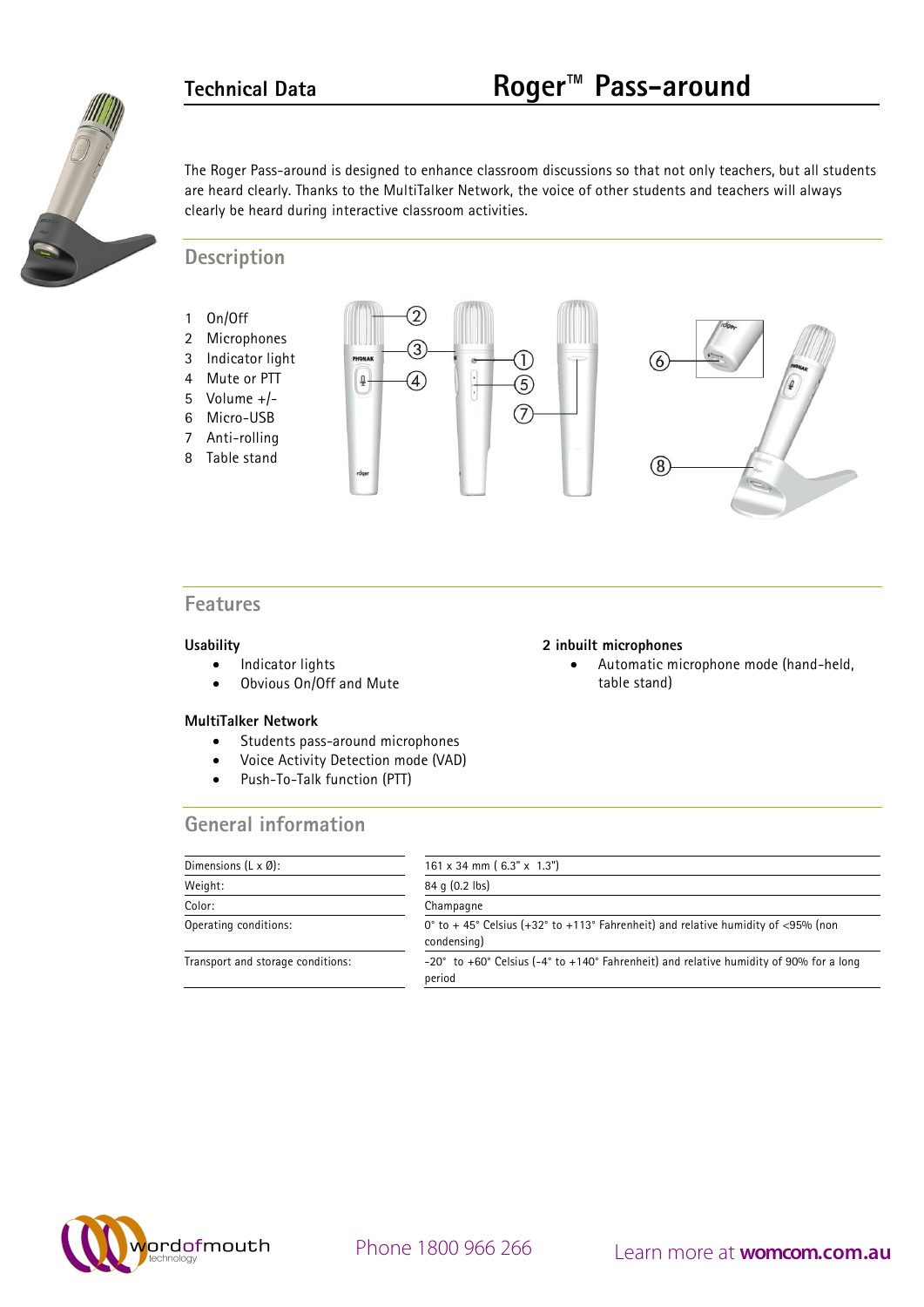# Technical Data

# Roger™ Pass-around

The Roger Pass-around is designed to enhance classroom discussions so that not only teachers, but all students are heard clearly. Thanks to the MultiTalker Network, the voice of other students and teachers will always clearly be heard during interactive classroom activities.

## Description

1. On/Off
2. Microphones
3. Indicator light
4. Mute or PTT
5. Volume +/-
6. Micro-USB
7. Anti-rolling
8. Table stand

## Features

**Usability**

- Indicator lights
- Obvious On/Off and Mute

**MultiTalker Network**

- Students pass-around microphones
- Voice Activity Detection mode (VAD)
- Push-To-Talk function (PTT)

**2 inbuilt microphones**

- Automatic microphone mode (hand-held, table stand)

## General information

| | |
|---|---|
| Dimensions (L x Ø): | 161 x 34 mm ( 6.3" x 1.3") |
| Weight: | 84 g (0.2 lbs) |
| Color: | Champagne |
| Operating conditions: | 0° to + 45° Celsius (+32° to +113° Fahrenheit) and relative humidity of <95% (non condensing) |
| Transport and storage conditions: | -20° to +60° Celsius (-4° to +140° Fahrenheit) and relative humidity of 90% for a long period |

wordofmouth technology

Phone 1800 966 266

Learn more at **womcom.com.au**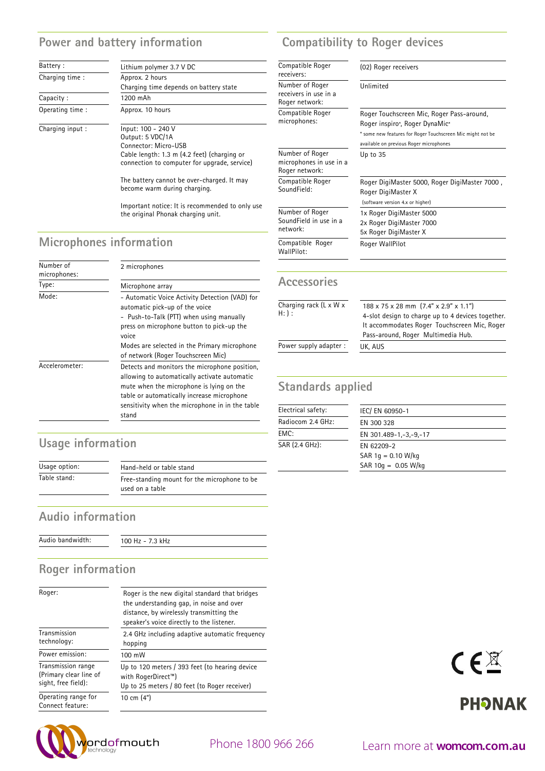## Power and battery information

| | |
|---|---|
| Battery : | Lithium polymer 3.7 V DC |
| Charging time : | Approx. 2 hours<br>Charging time depends on battery state |
| Capacity : | 1200 mAh |
| Operating time : | Approx. 10 hours |
| Charging input : | Input: 100 - 240 V<br>Output: 5 VDC/1A<br>Connector: Micro-USB<br>Cable length: 1.3 m (4.2 feet) (charging or connection to computer for upgrade, service)<br><br>The battery cannot be over-charged. It may become warm during charging.<br><br>Important notice: It is recommended to only use the original Phonak charging unit. |

## Microphones information

| | |
|---|---|
| Number of microphones: | 2 microphones |
| Type: | Microphone array |
| Mode: | - Automatic Voice Activity Detection (VAD) for automatic pick-up of the voice<br>- Push-to-Talk (PTT) when using manually press on microphone button to pick-up the voice<br>Modes are selected in the Primary microphone of network (Roger Touchscreen Mic) |
| Accelerometer: | Detects and monitors the microphone position, allowing to automatically activate automatic mute when the microphone is lying on the table or automatically increase microphone sensitivity when the microphone in in the table stand |

## Usage information

| | |
|---|---|
| Usage option: | Hand-held or table stand |
| Table stand: | Free-standing mount for the microphone to be used on a table |

## Audio information

| | |
|---|---|
| Audio bandwidth: | 100 Hz - 7.3 kHz |

## Roger information

| | |
|---|---|
| Roger: | Roger is the new digital standard that bridges the understanding gap, in noise and over distance, by wirelessly transmitting the speaker's voice directly to the listener. |
| Transmission technology: | 2.4 GHz including adaptive automatic frequency hopping |
| Power emission: | 100 mW |
| Transmission range (Primary clear line of sight, free field): | Up to 120 meters / 393 feet (to hearing device with RogerDirect™)<br>Up to 25 meters / 80 feet (to Roger receiver) |
| Operating range for Connect feature: | 10 cm (4") |

## Compatibility to Roger devices

| | |
|---|---|
| Compatible Roger receivers: | (02) Roger receivers |
| Number of Roger receivers in use in a Roger network: | Unlimited |
| Compatible Roger microphones: | Roger Touchscreen Mic, Roger Pass-around, Roger inspiro*, Roger DynaMic*<br>* some new features for Roger Touchscreen Mic might not be available on previous Roger microphones |
| Number of Roger microphones in use in a Roger network: | Up to 35 |
| Compatible Roger SoundField: | Roger DigiMaster 5000, Roger DigiMaster 7000 , Roger DigiMaster X<br>(software version 4.x or higher) |
| Number of Roger SoundField in use in a network: | 1x Roger DigiMaster 5000<br>2x Roger DigiMaster 7000<br>5x Roger DigiMaster X |
| Compatible Roger WallPilot: | Roger WallPilot |

## Accessories

| | |
|---|---|
| Charging rack (L x W x H: ) : | 188 x 75 x 28 mm (7.4" x 2.9" x 1.1")<br>4-slot design to charge up to 4 devices together. It accommodates Roger Touchscreen Mic, Roger Pass-around, Roger Multimedia Hub. |
| Power supply adapter : | UK, AUS |

## Standards applied

| | |
|---|---|
| Electrical safety: | IEC/ EN 60950-1 |
| Radiocom 2.4 GHz: | EN 300 328 |
| EMC: | EN 301.489-1,-3,-9,-17 |
| SAR (2.4 GHz): | EN 62209-2<br>SAR 1g = 0.10 W/kg<br>SAR 10g = 0.05 W/kg |

PHONAK

wordofmouth technology

Phone 1800 966 266

Learn more at **womcom.com.au**